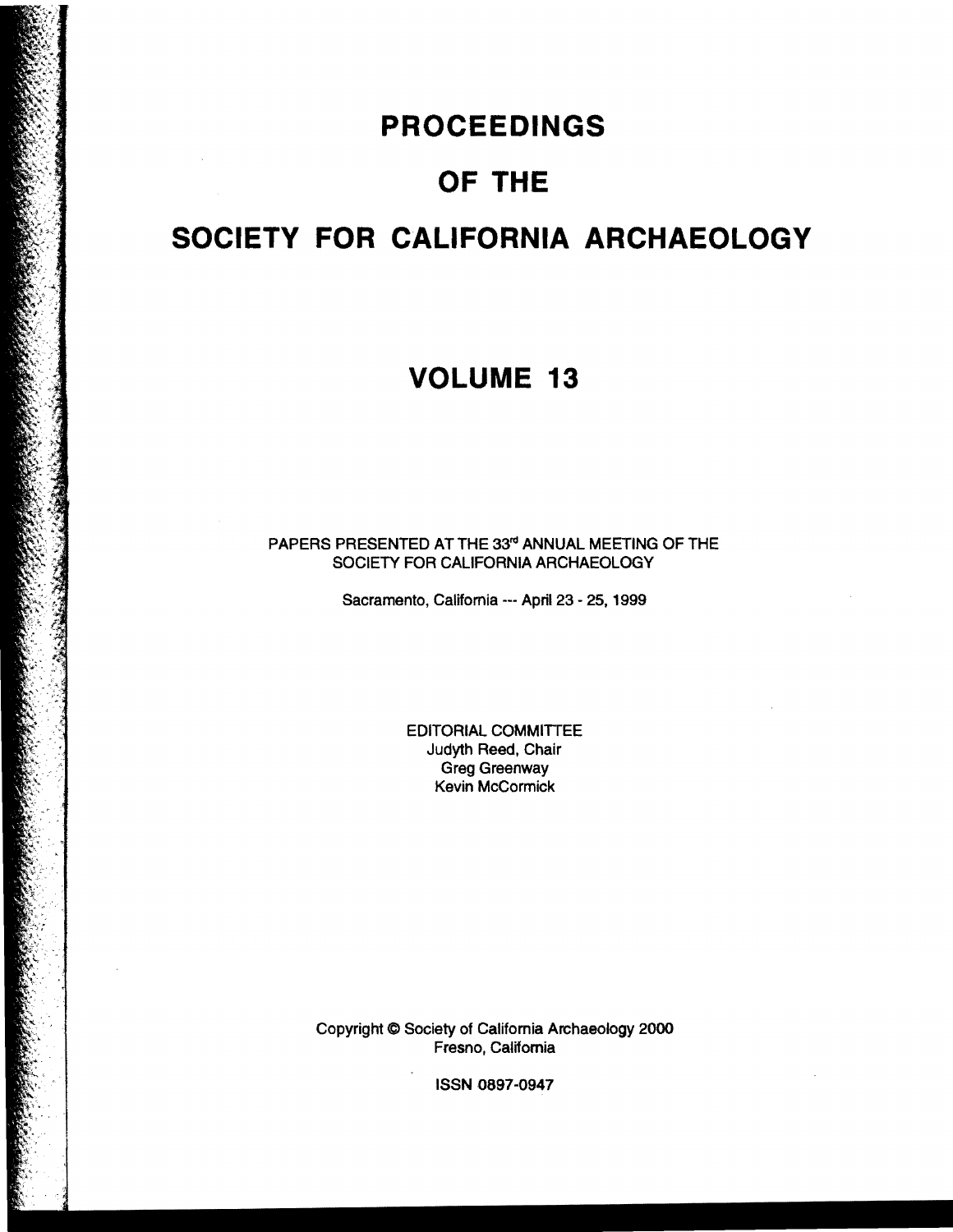# PROCEEDINGS

# OF THE

# SOCIETY FOR CALIFORNIA ARCHAEOLOGY

# VOLUME 13

PAPERS PRESENTED AT THE 33rd ANNUAL MEETING OF THE SOCIETY FOR CALIFORNIA ARCHAEOLOGY

Sacramento, California --- April 23 - 25, 1999

EDITORIAL COMMITTEE
Judyth Reed, Chair
Greg Greenway
Kevin McCormick

Copyright © Society of California Archaeology 2000
Fresno, California

ISSN 0897-0947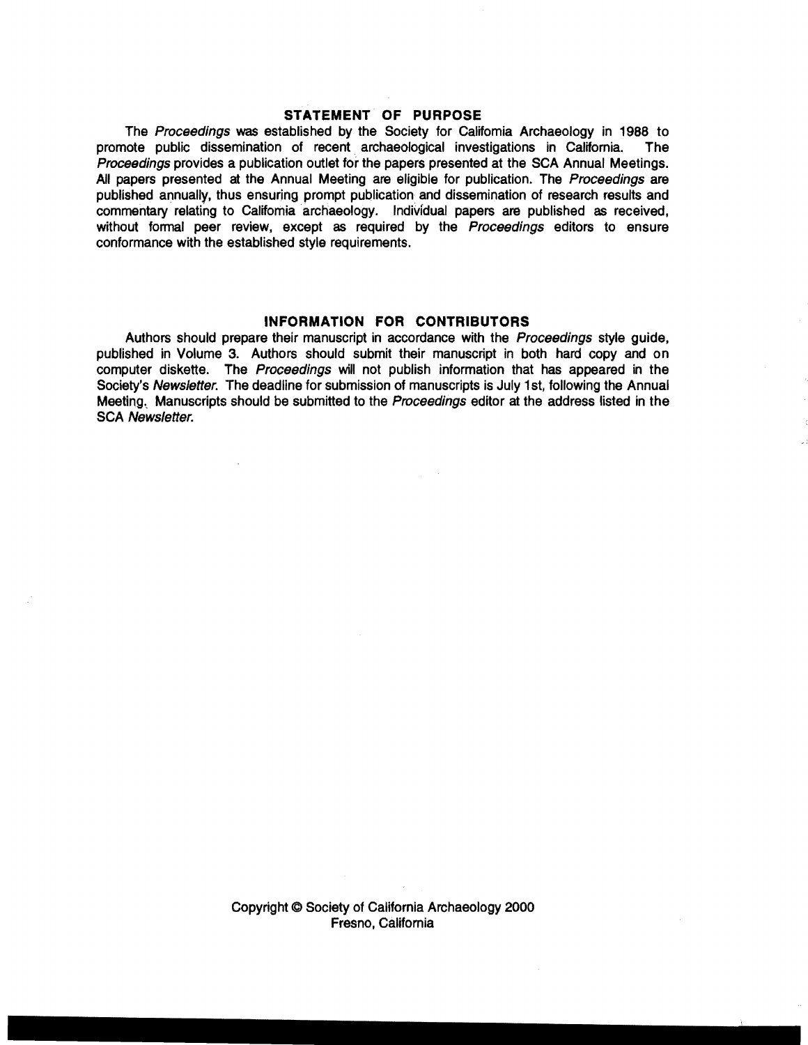## STATEMENT OF PURPOSE

The *Proceedings* was established by the Society for California Archaeology in 1988 to promote public dissemination of recent archaeological investigations in California. The *Proceedings* provides a publication outlet for the papers presented at the SCA Annual Meetings. All papers presented at the Annual Meeting are eligible for publication. The *Proceedings* are published annually, thus ensuring prompt publication and dissemination of research results and commentary relating to California archaeology. Individual papers are published as received, without formal peer review, except as required by the *Proceedings* editors to ensure conformance with the established style requirements.

## INFORMATION FOR CONTRIBUTORS

Authors should prepare their manuscript in accordance with the *Proceedings* style guide, published in Volume 3. Authors should submit their manuscript in both hard copy and on computer diskette. The *Proceedings* will not publish information that has appeared in the Society's *Newsletter*. The deadline for submission of manuscripts is July 1st, following the Annual Meeting. Manuscripts should be submitted to the *Proceedings* editor at the address listed in the SCA *Newsletter*.

Copyright © Society of California Archaeology 2000
Fresno, California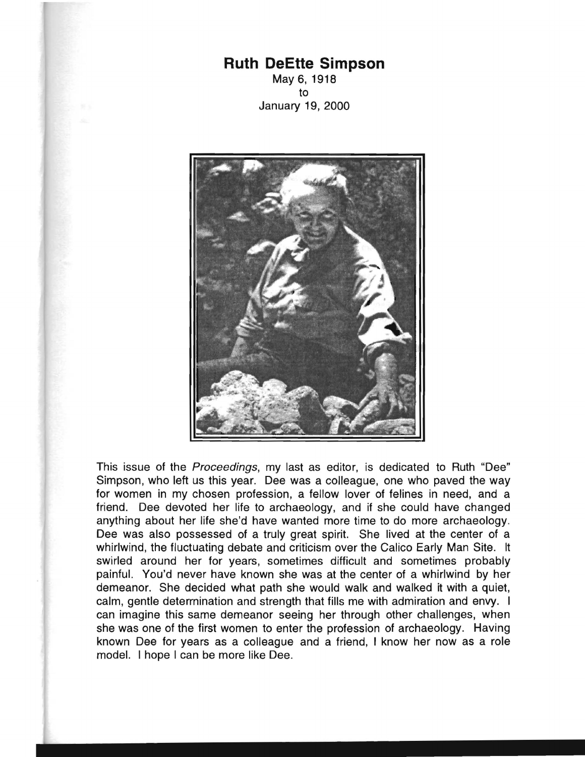# Ruth DeEtte Simpson

May 6, 1918
to
January 19, 2000

This issue of the *Proceedings*, my last as editor, is dedicated to Ruth "Dee" Simpson, who left us this year. Dee was a colleague, one who paved the way for women in my chosen profession, a fellow lover of felines in need, and a friend. Dee devoted her life to archaeology, and if she could have changed anything about her life she'd have wanted more time to do more archaeology. Dee was also possessed of a truly great spirit. She lived at the center of a whirlwind, the fluctuating debate and criticism over the Calico Early Man Site. It swirled around her for years, sometimes difficult and sometimes probably painful. You'd never have known she was at the center of a whirlwind by her demeanor. She decided what path she would walk and walked it with a quiet, calm, gentle determination and strength that fills me with admiration and envy. I can imagine this same demeanor seeing her through other challenges, when she was one of the first women to enter the profession of archaeology. Having known Dee for years as a colleague and a friend, I know her now as a role model. I hope I can be more like Dee.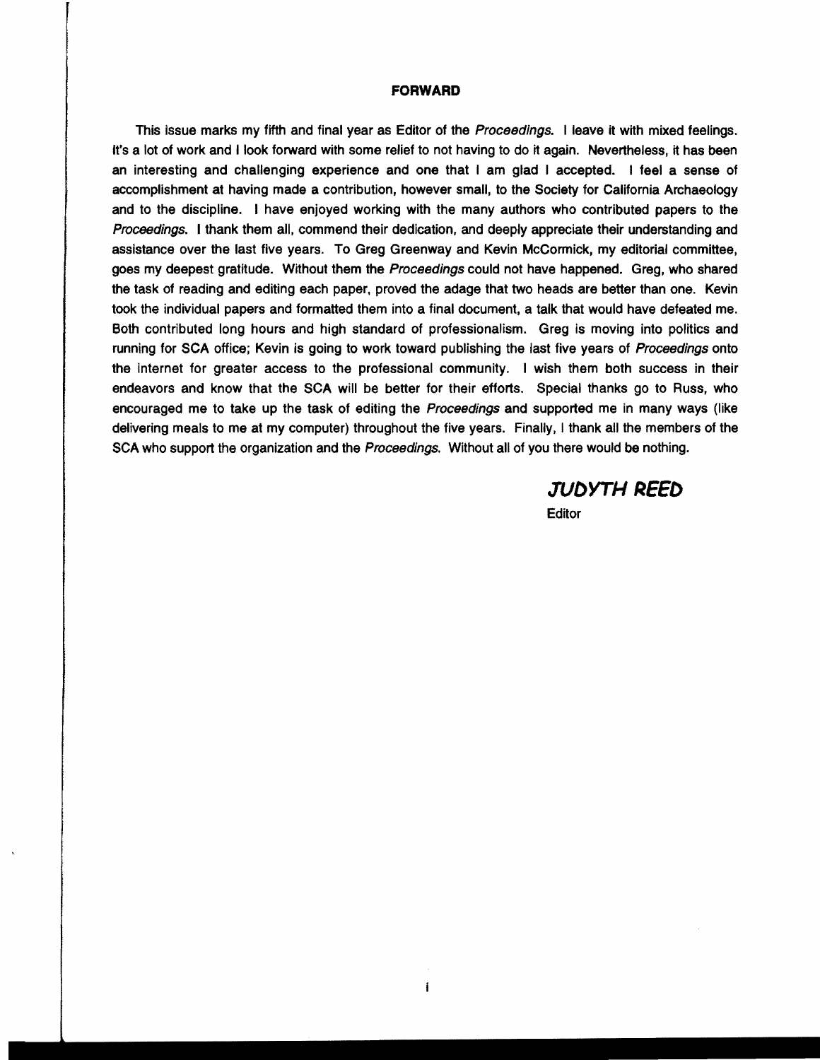## FORWARD

This issue marks my fifth and final year as Editor of the *Proceedings*. I leave it with mixed feelings. It's a lot of work and I look forward with some relief to not having to do it again. Nevertheless, it has been an interesting and challenging experience and one that I am glad I accepted. I feel a sense of accomplishment at having made a contribution, however small, to the Society for California Archaeology and to the discipline. I have enjoyed working with the many authors who contributed papers to the *Proceedings*. I thank them all, commend their dedication, and deeply appreciate their understanding and assistance over the last five years. To Greg Greenway and Kevin McCormick, my editorial committee, goes my deepest gratitude. Without them the *Proceedings* could not have happened. Greg, who shared the task of reading and editing each paper, proved the adage that two heads are better than one. Kevin took the individual papers and formatted them into a final document, a talk that would have defeated me. Both contributed long hours and high standard of professionalism. Greg is moving into politics and running for SCA office; Kevin is going to work toward publishing the last five years of *Proceedings* onto the internet for greater access to the professional community. I wish them both success in their endeavors and know that the SCA will be better for their efforts. Special thanks go to Russ, who encouraged me to take up the task of editing the *Proceedings* and supported me in many ways (like delivering meals to me at my computer) throughout the five years. Finally, I thank all the members of the SCA who support the organization and the *Proceedings*. Without all of you there would be nothing.

**JUDYTH REED**
Editor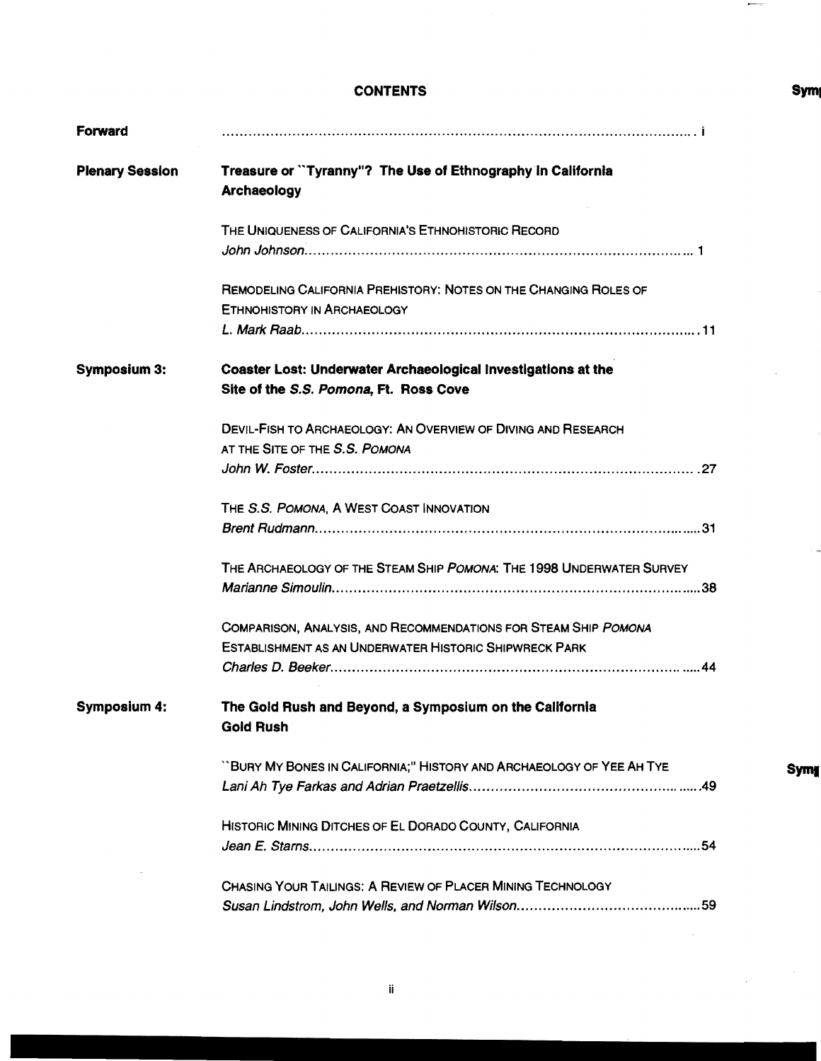# CONTENTS

| | |
|---|---|
| **Forward** | ........ i |
| **Plenary Session** | **Treasure or "Tyranny"? The Use of Ethnography In California Archaeology** |
| | THE UNIQUENESS OF CALIFORNIA'S ETHNOHISTORIC RECORD<br>*John Johnson*........ 1 |
| | REMODELING CALIFORNIA PREHISTORY: NOTES ON THE CHANGING ROLES OF ETHNOHISTORY IN ARCHAEOLOGY<br>*L. Mark Raab*........ 11 |
| **Symposium 3:** | **Coaster Lost: Underwater Archaeological Investigations at the Site of the *S.S. Pomona*, Ft. Ross Cove** |
| | DEVIL-FISH TO ARCHAEOLOGY: AN OVERVIEW OF DIVING AND RESEARCH AT THE SITE OF THE *S.S. POMONA*<br>*John W. Foster*........ 27 |
| | THE *S.S. POMONA*, A WEST COAST INNOVATION<br>*Brent Rudmann*........ 31 |
| | THE ARCHAEOLOGY OF THE STEAM SHIP *POMONA*: THE 1998 UNDERWATER SURVEY<br>*Marianne Simoulin*........ 38 |
| | COMPARISON, ANALYSIS, AND RECOMMENDATIONS FOR STEAM SHIP *POMONA* ESTABLISHMENT AS AN UNDERWATER HISTORIC SHIPWRECK PARK<br>*Charles D. Beeker*........ 44 |
| **Symposium 4:** | **The Gold Rush and Beyond, a Symposium on the California Gold Rush** |
| | "BURY MY BONES IN CALIFORNIA;" HISTORY AND ARCHAEOLOGY OF YEE AH TYE<br>*Lani Ah Tye Farkas and Adrian Praetzellis*........ 49 |
| | HISTORIC MINING DITCHES OF EL DORADO COUNTY, CALIFORNIA<br>*Jean E. Starns*........ 54 |
| | CHASING YOUR TAILINGS: A REVIEW OF PLACER MINING TECHNOLOGY<br>*Susan Lindstrom, John Wells, and Norman Wilson*........ 59 |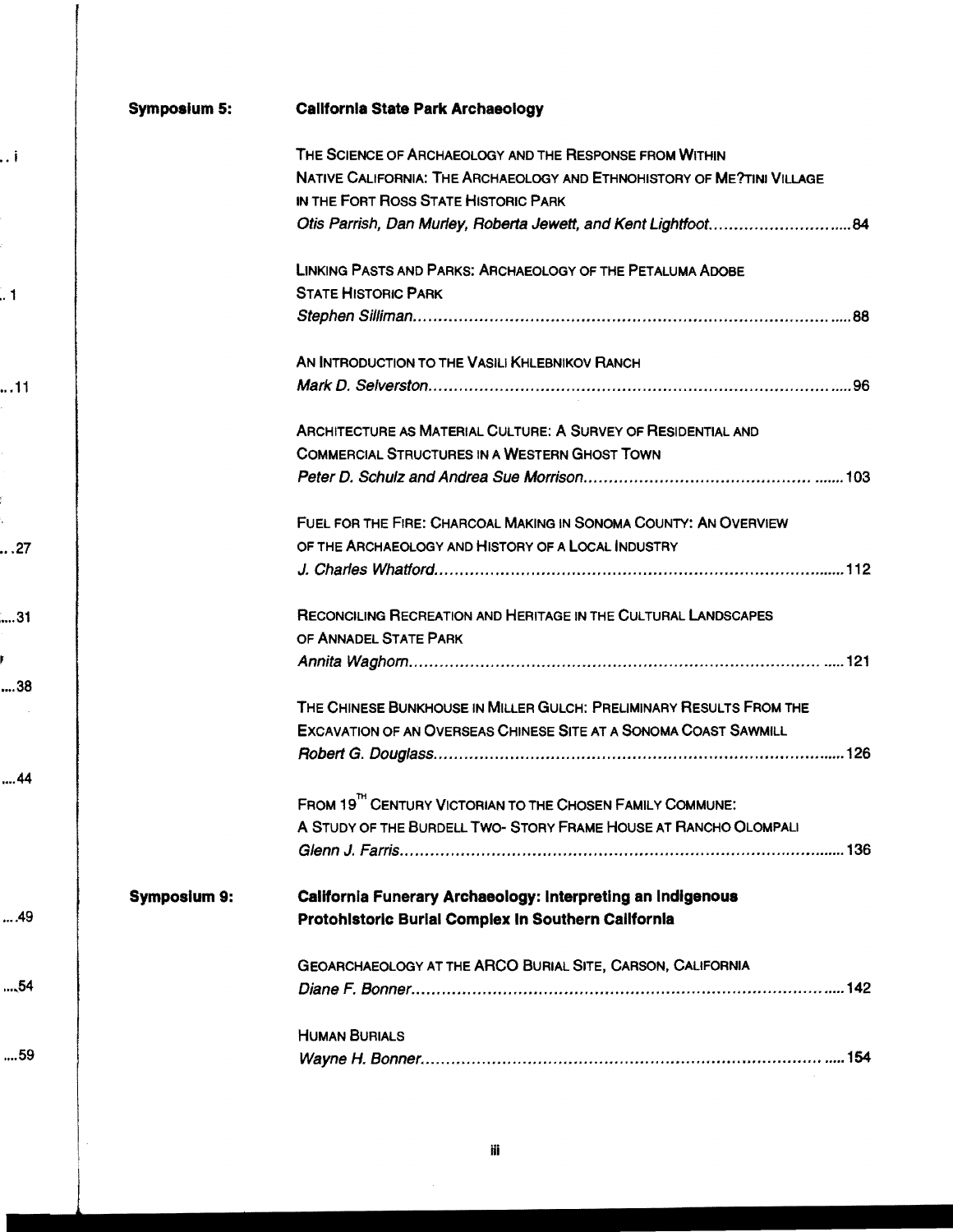**Symposium 5:** **California State Park Archaeology**

THE SCIENCE OF ARCHAEOLOGY AND THE RESPONSE FROM WITHIN NATIVE CALIFORNIA: THE ARCHAEOLOGY AND ETHNOHISTORY OF ME?TINI VILLAGE IN THE FORT ROSS STATE HISTORIC PARK
*Otis Parrish, Dan Murley, Roberta Jewett, and Kent Lightfoot* ..... 84

LINKING PASTS AND PARKS: ARCHAEOLOGY OF THE PETALUMA ADOBE STATE HISTORIC PARK
*Stephen Silliman* ..... 88

AN INTRODUCTION TO THE VASILI KHLEBNIKOV RANCH
*Mark D. Selverston* ..... 96

ARCHITECTURE AS MATERIAL CULTURE: A SURVEY OF RESIDENTIAL AND COMMERCIAL STRUCTURES IN A WESTERN GHOST TOWN
*Peter D. Schulz and Andrea Sue Morrison* ..... 103

FUEL FOR THE FIRE: CHARCOAL MAKING IN SONOMA COUNTY: AN OVERVIEW OF THE ARCHAEOLOGY AND HISTORY OF A LOCAL INDUSTRY
*J. Charles Whatford* ..... 112

RECONCILING RECREATION AND HERITAGE IN THE CULTURAL LANDSCAPES OF ANNADEL STATE PARK
*Annita Waghorn* ..... 121

THE CHINESE BUNKHOUSE IN MILLER GULCH: PRELIMINARY RESULTS FROM THE EXCAVATION OF AN OVERSEAS CHINESE SITE AT A SONOMA COAST SAWMILL
*Robert G. Douglass* ..... 126

FROM 19TH CENTURY VICTORIAN TO THE CHOSEN FAMILY COMMUNE: A STUDY OF THE BURDELL TWO- STORY FRAME HOUSE AT RANCHO OLOMPALI
*Glenn J. Farris* ..... 136

**Symposium 9:** **California Funerary Archaeology: Interpreting an Indigenous Protohistoric Burial Complex in Southern California**

GEOARCHAEOLOGY AT THE ARCO BURIAL SITE, CARSON, CALIFORNIA
*Diane F. Bonner* ..... 142

HUMAN BURIALS
*Wayne H. Bonner* ..... 154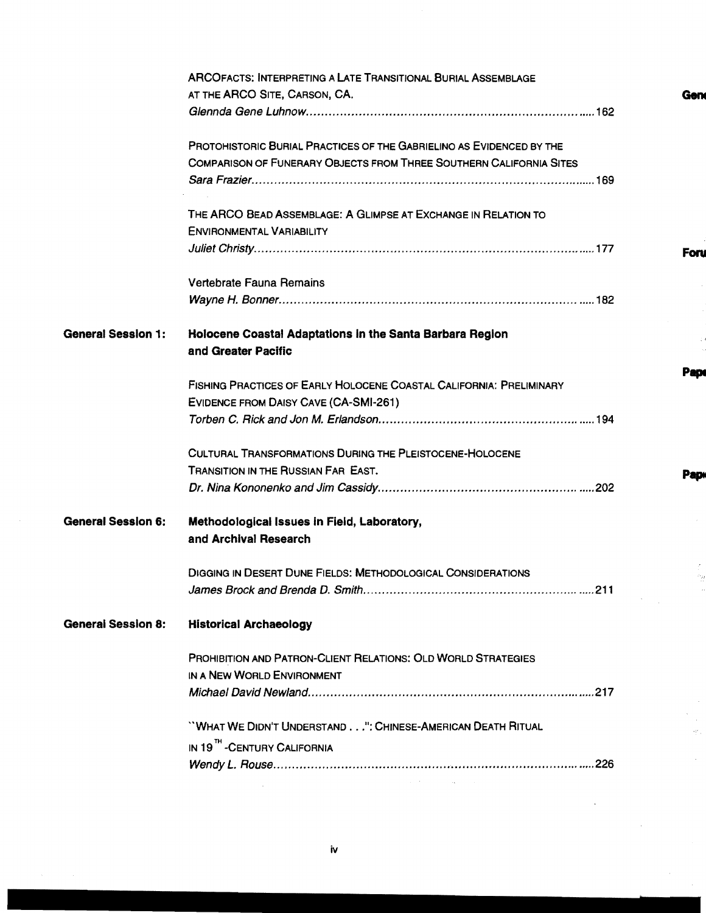ARCOFACTS: INTERPRETING A LATE TRANSITIONAL BURIAL ASSEMBLAGE AT THE ARCO SITE, CARSON, CA.
*Glennda Gene Luhnow* ..... 162

PROTOHISTORIC BURIAL PRACTICES OF THE GABRIELINO AS EVIDENCED BY THE COMPARISON OF FUNERARY OBJECTS FROM THREE SOUTHERN CALIFORNIA SITES
*Sara Frazier* ..... 169

THE ARCO BEAD ASSEMBLAGE: A GLIMPSE AT EXCHANGE IN RELATION TO ENVIRONMENTAL VARIABILITY
*Juliet Christy* ..... 177

Vertebrate Fauna Remains
*Wayne H. Bonner* ..... 182

**General Session 1: Holocene Coastal Adaptations in the Santa Barbara Region and Greater Pacific**

FISHING PRACTICES OF EARLY HOLOCENE COASTAL CALIFORNIA: PRELIMINARY EVIDENCE FROM DAISY CAVE (CA-SMI-261)
*Torben C. Rick and Jon M. Erlandson* ..... 194

CULTURAL TRANSFORMATIONS DURING THE PLEISTOCENE-HOLOCENE TRANSITION IN THE RUSSIAN FAR EAST.
*Dr. Nina Kononenko and Jim Cassidy* ..... 202

**General Session 6: Methodological Issues in Field, Laboratory, and Archival Research**

DIGGING IN DESERT DUNE FIELDS: METHODOLOGICAL CONSIDERATIONS
*James Brock and Brenda D. Smith* ..... 211

**General Session 8: Historical Archaeology**

PROHIBITION AND PATRON-CLIENT RELATIONS: OLD WORLD STRATEGIES IN A NEW WORLD ENVIRONMENT
*Michael David Newland* ..... 217

"WHAT WE DIDN'T UNDERSTAND . . .": CHINESE-AMERICAN DEATH RITUAL IN 19TH-CENTURY CALIFORNIA
*Wendy L. Rouse* ..... 226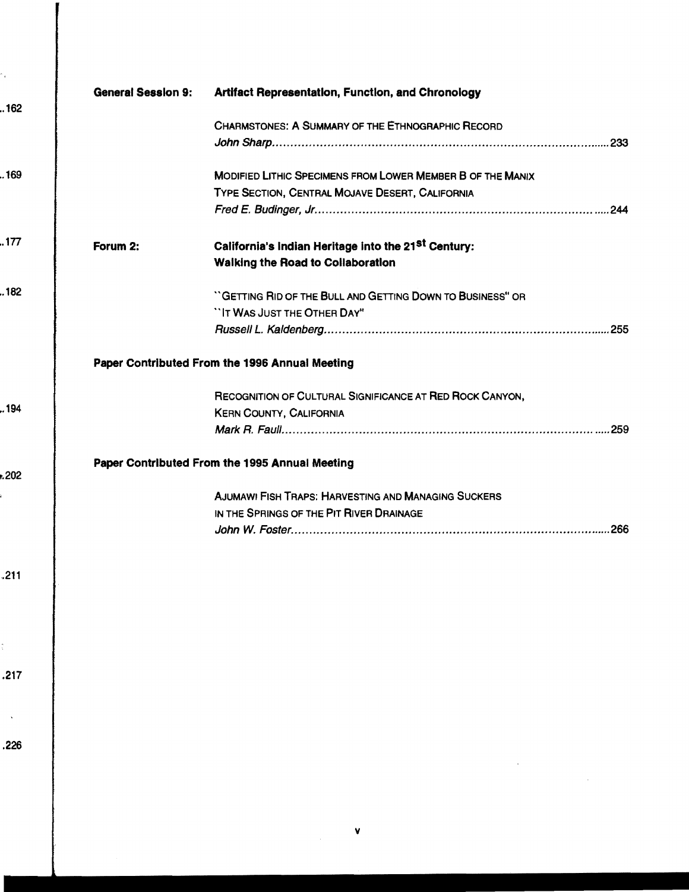**General Session 9: Artifact Representation, Function, and Chronology**

CHARMSTONES: A SUMMARY OF THE ETHNOGRAPHIC RECORD
*John Sharp* ..... 233

MODIFIED LITHIC SPECIMENS FROM LOWER MEMBER B OF THE MANIX TYPE SECTION, CENTRAL MOJAVE DESERT, CALIFORNIA
*Fred E. Budinger, Jr.* ..... 244

**Forum 2: California's Indian Heritage into the 21st Century: Walking the Road to Collaboration**

"GETTING RID OF THE BULL AND GETTING DOWN TO BUSINESS" OR "IT WAS JUST THE OTHER DAY"
*Russell L. Kaldenberg* ..... 255

**Paper Contributed From the 1996 Annual Meeting**

RECOGNITION OF CULTURAL SIGNIFICANCE AT RED ROCK CANYON, KERN COUNTY, CALIFORNIA
*Mark R. Faull* ..... 259

**Paper Contributed From the 1995 Annual Meeting**

AJUMAWI FISH TRAPS: HARVESTING AND MANAGING SUCKERS IN THE SPRINGS OF THE PIT RIVER DRAINAGE
*John W. Foster* ..... 266